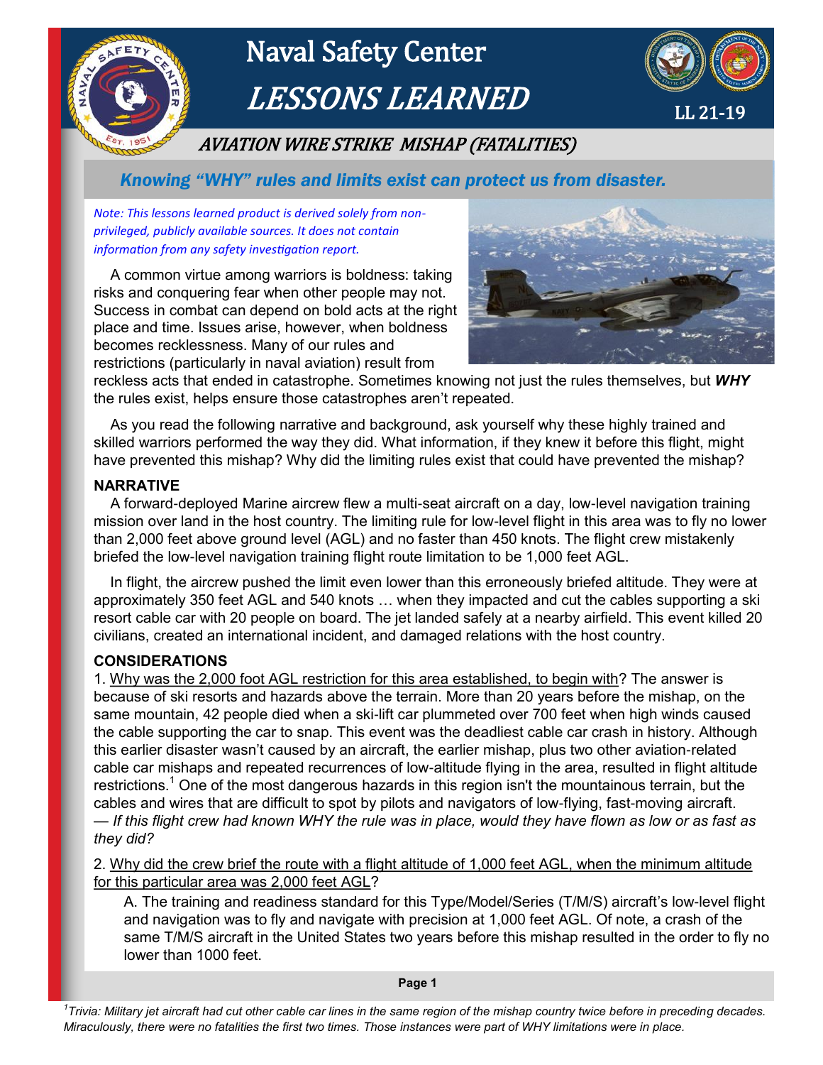# Naval Safety Center

# *LESSONS LEARNED*

LL 21-19

## *AVIATION WIRE STRIKE MISHAP (FATALITIES)*

### ***Knowing "WHY" rules and limits exist can protect us from disaster.***

*Note: This lessons learned product is derived solely from non-privileged, publicly available sources. It does not contain information from any safety investigation report.*

A common virtue among warriors is boldness: taking risks and conquering fear when other people may not. Success in combat can depend on bold acts at the right place and time. Issues arise, however, when boldness becomes recklessness. Many of our rules and restrictions (particularly in naval aviation) result from reckless acts that ended in catastrophe. Sometimes knowing not just the rules themselves, but ***WHY*** the rules exist, helps ensure those catastrophes aren't repeated.

As you read the following narrative and background, ask yourself why these highly trained and skilled warriors performed the way they did. What information, if they knew it before this flight, might have prevented this mishap? Why did the limiting rules exist that could have prevented the mishap?

**NARRATIVE**

A forward-deployed Marine aircrew flew a multi-seat aircraft on a day, low-level navigation training mission over land in the host country. The limiting rule for low-level flight in this area was to fly no lower than 2,000 feet above ground level (AGL) and no faster than 450 knots. The flight crew mistakenly briefed the low-level navigation training flight route limitation to be 1,000 feet AGL.

In flight, the aircrew pushed the limit even lower than this erroneously briefed altitude. They were at approximately 350 feet AGL and 540 knots … when they impacted and cut the cables supporting a ski resort cable car with 20 people on board. The jet landed safely at a nearby airfield. This event killed 20 civilians, created an international incident, and damaged relations with the host country.

**CONSIDERATIONS**

1. Why was the 2,000 foot AGL restriction for this area established, to begin with? The answer is because of ski resorts and hazards above the terrain. More than 20 years before the mishap, on the same mountain, 42 people died when a ski-lift car plummeted over 700 feet when high winds caused the cable supporting the car to snap. This event was the deadliest cable car crash in history. Although this earlier disaster wasn't caused by an aircraft, the earlier mishap, plus two other aviation-related cable car mishaps and repeated recurrences of low-altitude flying in the area, resulted in flight altitude restrictions.[1] One of the most dangerous hazards in this region isn't the mountainous terrain, but the cables and wires that are difficult to spot by pilots and navigators of low-flying, fast-moving aircraft. *— If this flight crew had known WHY the rule was in place, would they have flown as low or as fast as they did?*

2. Why did the crew brief the route with a flight altitude of 1,000 feet AGL, when the minimum altitude for this particular area was 2,000 feet AGL?

A. The training and readiness standard for this Type/Model/Series (T/M/S) aircraft's low-level flight and navigation was to fly and navigate with precision at 1,000 feet AGL. Of note, a crash of the same T/M/S aircraft in the United States two years before this mishap resulted in the order to fly no lower than 1000 feet.

*[1] Trivia: Military jet aircraft had cut other cable car lines in the same region of the mishap country twice before in preceding decades. Miraculously, there were no fatalities the first two times. Those instances were part of WHY limitations were in place.*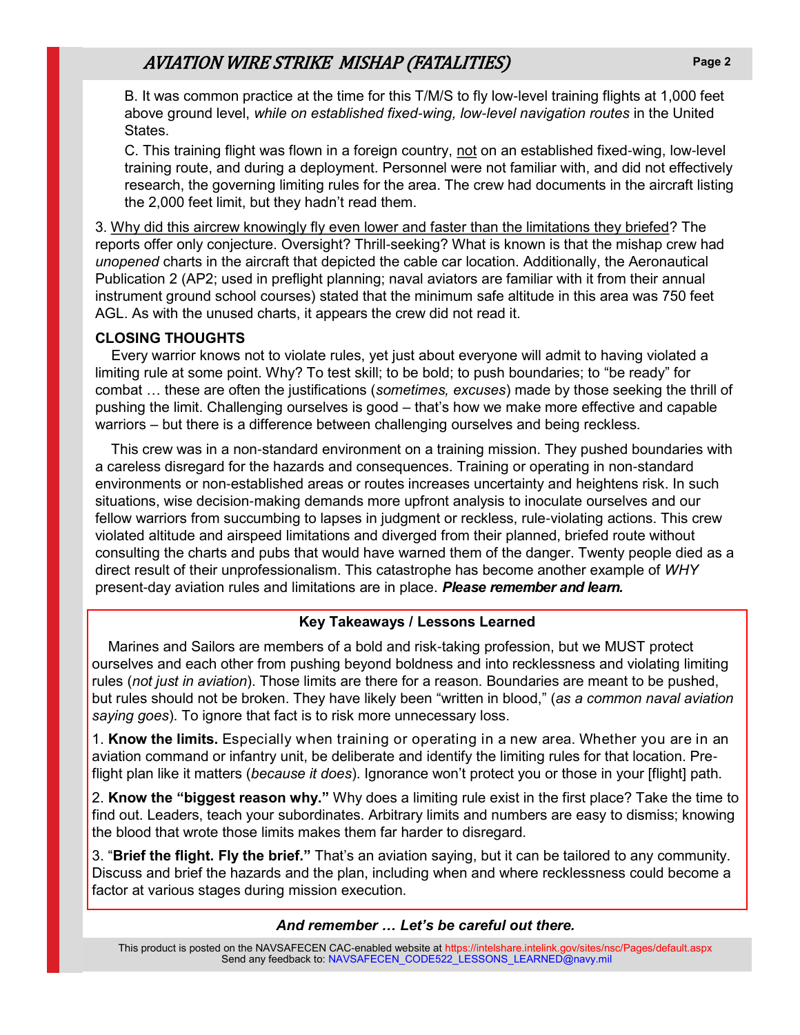B. It was common practice at the time for this T/M/S to fly low-level training flights at 1,000 feet above ground level, *while on established fixed-wing, low-level navigation routes* in the United States.

C. This training flight was flown in a foreign country, not on an established fixed-wing, low-level training route, and during a deployment. Personnel were not familiar with, and did not effectively research, the governing limiting rules for the area. The crew had documents in the aircraft listing the 2,000 feet limit, but they hadn't read them.

3. Why did this aircrew knowingly fly even lower and faster than the limitations they briefed? The reports offer only conjecture. Oversight? Thrill-seeking? What is known is that the mishap crew had *unopened* charts in the aircraft that depicted the cable car location. Additionally, the Aeronautical Publication 2 (AP2; used in preflight planning; naval aviators are familiar with it from their annual instrument ground school courses) stated that the minimum safe altitude in this area was 750 feet AGL. As with the unused charts, it appears the crew did not read it.

**CLOSING THOUGHTS**

Every warrior knows not to violate rules, yet just about everyone will admit to having violated a limiting rule at some point. Why? To test skill; to be bold; to push boundaries; to "be ready" for combat … these are often the justifications (*sometimes, excuses*) made by those seeking the thrill of pushing the limit. Challenging ourselves is good – that's how we make more effective and capable warriors – but there is a difference between challenging ourselves and being reckless.

This crew was in a non-standard environment on a training mission. They pushed boundaries with a careless disregard for the hazards and consequences. Training or operating in non-standard environments or non-established areas or routes increases uncertainty and heightens risk. In such situations, wise decision-making demands more upfront analysis to inoculate ourselves and our fellow warriors from succumbing to lapses in judgment or reckless, rule-violating actions. This crew violated altitude and airspeed limitations and diverged from their planned, briefed route without consulting the charts and pubs that would have warned them of the danger. Twenty people died as a direct result of their unprofessionalism. This catastrophe has become another example of *WHY* present-day aviation rules and limitations are in place. ***Please remember and learn.***

**Key Takeaways / Lessons Learned**

Marines and Sailors are members of a bold and risk-taking profession, but we MUST protect ourselves and each other from pushing beyond boldness and into recklessness and violating limiting rules (*not just in aviation*). Those limits are there for a reason. Boundaries are meant to be pushed, but rules should not be broken. They have likely been "written in blood," (*as a common naval aviation saying goes*). To ignore that fact is to risk more unnecessary loss.

1. **Know the limits.** Especially when training or operating in a new area. Whether you are in an aviation command or infantry unit, be deliberate and identify the limiting rules for that location. Pre-flight plan like it matters (*because it does*). Ignorance won't protect you or those in your [flight] path.

2. **Know the "biggest reason why."** Why does a limiting rule exist in the first place? Take the time to find out. Leaders, teach your subordinates. Arbitrary limits and numbers are easy to dismiss; knowing the blood that wrote those limits makes them far harder to disregard.

3. "**Brief the flight. Fly the brief.**" That's an aviation saying, but it can be tailored to any community. Discuss and brief the hazards and the plan, including when and where recklessness could become a factor at various stages during mission execution.

***And remember … Let's be careful out there.***

This product is posted on the NAVSAFECEN CAC-enabled website at https://intelshare.intelink.gov/sites/nsc/Pages/default.aspx
Send any feedback to: NAVSAFECEN_CODE522_LESSONS_LEARNED@navy.mil